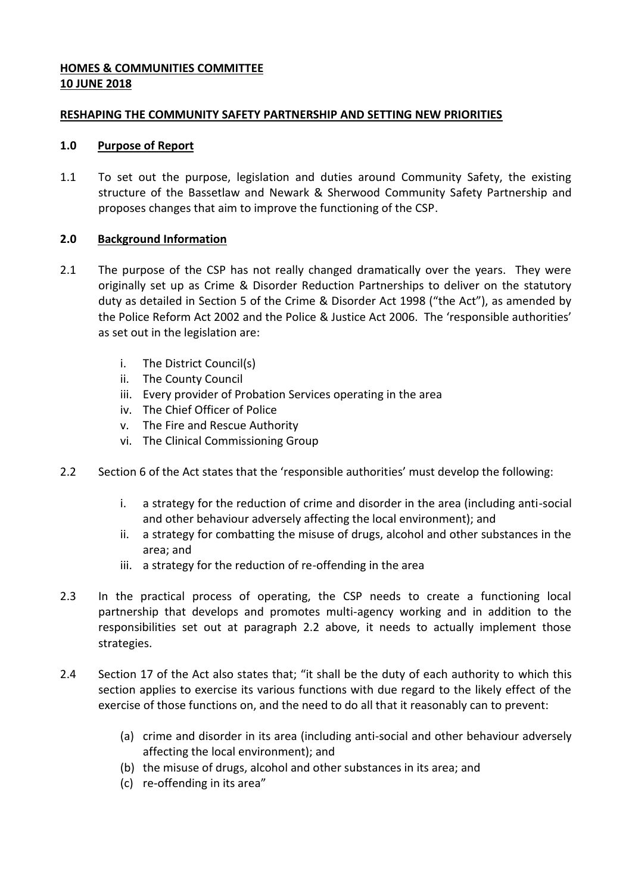**HOMES & COMMUNITIES COMMITTEE**
**10 JUNE 2018**

**RESHAPING THE COMMUNITY SAFETY PARTNERSHIP AND SETTING NEW PRIORITIES**

## 1.0 Purpose of Report

1.1 To set out the purpose, legislation and duties around Community Safety, the existing structure of the Bassetlaw and Newark & Sherwood Community Safety Partnership and proposes changes that aim to improve the functioning of the CSP.

## 2.0 Background Information

2.1 The purpose of the CSP has not really changed dramatically over the years. They were originally set up as Crime & Disorder Reduction Partnerships to deliver on the statutory duty as detailed in Section 5 of the Crime & Disorder Act 1998 ("the Act"), as amended by the Police Reform Act 2002 and the Police & Justice Act 2006. The 'responsible authorities' as set out in the legislation are:

   i. The District Council(s)
   ii. The County Council
   iii. Every provider of Probation Services operating in the area
   iv. The Chief Officer of Police
   v. The Fire and Rescue Authority
   vi. The Clinical Commissioning Group

2.2 Section 6 of the Act states that the 'responsible authorities' must develop the following:

   i. a strategy for the reduction of crime and disorder in the area (including anti-social and other behaviour adversely affecting the local environment); and
   ii. a strategy for combatting the misuse of drugs, alcohol and other substances in the area; and
   iii. a strategy for the reduction of re-offending in the area

2.3 In the practical process of operating, the CSP needs to create a functioning local partnership that develops and promotes multi-agency working and in addition to the responsibilities set out at paragraph 2.2 above, it needs to actually implement those strategies.

2.4 Section 17 of the Act also states that; "it shall be the duty of each authority to which this section applies to exercise its various functions with due regard to the likely effect of the exercise of those functions on, and the need to do all that it reasonably can to prevent:

   (a) crime and disorder in its area (including anti-social and other behaviour adversely affecting the local environment); and
   (b) the misuse of drugs, alcohol and other substances in its area; and
   (c) re-offending in its area"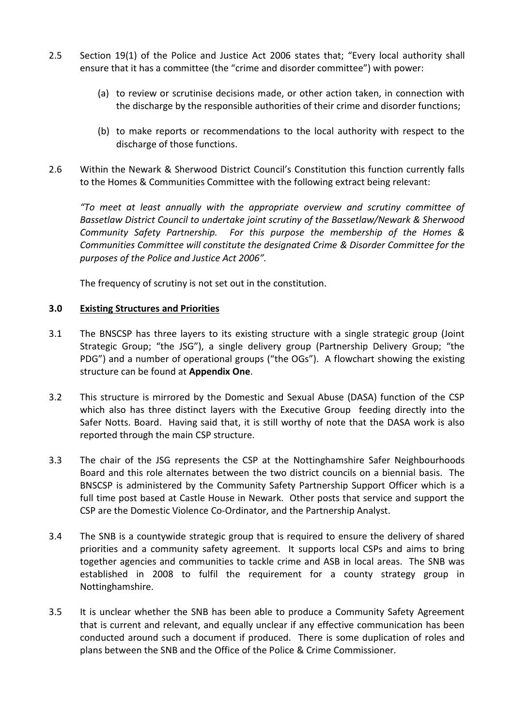2.5 Section 19(1) of the Police and Justice Act 2006 states that; "Every local authority shall ensure that it has a committee (the "crime and disorder committee") with power:

(a) to review or scrutinise decisions made, or other action taken, in connection with the discharge by the responsible authorities of their crime and disorder functions;

(b) to make reports or recommendations to the local authority with respect to the discharge of those functions.

2.6 Within the Newark & Sherwood District Council's Constitution this function currently falls to the Homes & Communities Committee with the following extract being relevant:

*"To meet at least annually with the appropriate overview and scrutiny committee of Bassetlaw District Council to undertake joint scrutiny of the Bassetlaw/Newark & Sherwood Community Safety Partnership. For this purpose the membership of the Homes & Communities Committee will constitute the designated Crime & Disorder Committee for the purposes of the Police and Justice Act 2006".*

The frequency of scrutiny is not set out in the constitution.

## 3.0 Existing Structures and Priorities

3.1 The BNSCSP has three layers to its existing structure with a single strategic group (Joint Strategic Group; "the JSG"), a single delivery group (Partnership Delivery Group; "the PDG") and a number of operational groups ("the OGs"). A flowchart showing the existing structure can be found at **Appendix One**.

3.2 This structure is mirrored by the Domestic and Sexual Abuse (DASA) function of the CSP which also has three distinct layers with the Executive Group feeding directly into the Safer Notts. Board. Having said that, it is still worthy of note that the DASA work is also reported through the main CSP structure.

3.3 The chair of the JSG represents the CSP at the Nottinghamshire Safer Neighbourhoods Board and this role alternates between the two district councils on a biennial basis. The BNSCSP is administered by the Community Safety Partnership Support Officer which is a full time post based at Castle House in Newark. Other posts that service and support the CSP are the Domestic Violence Co-Ordinator, and the Partnership Analyst.

3.4 The SNB is a countywide strategic group that is required to ensure the delivery of shared priorities and a community safety agreement. It supports local CSPs and aims to bring together agencies and communities to tackle crime and ASB in local areas. The SNB was established in 2008 to fulfil the requirement for a county strategy group in Nottinghamshire.

3.5 It is unclear whether the SNB has been able to produce a Community Safety Agreement that is current and relevant, and equally unclear if any effective communication has been conducted around such a document if produced. There is some duplication of roles and plans between the SNB and the Office of the Police & Crime Commissioner.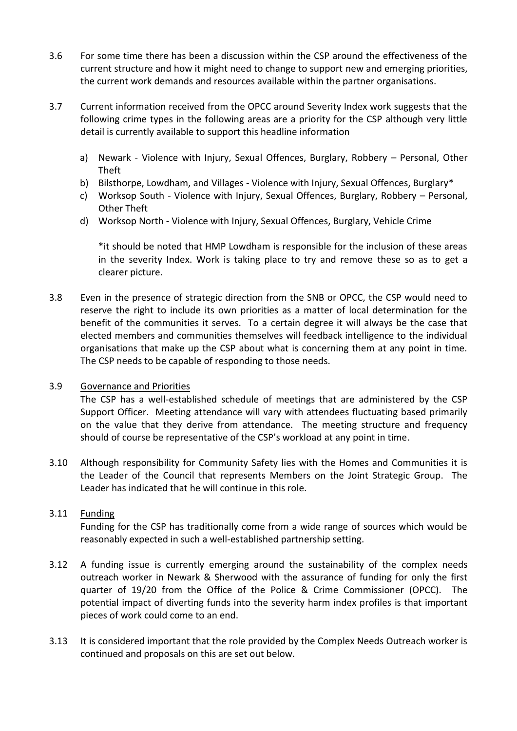3.6 For some time there has been a discussion within the CSP around the effectiveness of the current structure and how it might need to change to support new and emerging priorities, the current work demands and resources available within the partner organisations.

3.7 Current information received from the OPCC around Severity Index work suggests that the following crime types in the following areas are a priority for the CSP although very little detail is currently available to support this headline information

a) Newark - Violence with Injury, Sexual Offences, Burglary, Robbery – Personal, Other Theft
b) Bilsthorpe, Lowdham, and Villages - Violence with Injury, Sexual Offences, Burglary*
c) Worksop South - Violence with Injury, Sexual Offences, Burglary, Robbery – Personal, Other Theft
d) Worksop North - Violence with Injury, Sexual Offences, Burglary, Vehicle Crime

*it should be noted that HMP Lowdham is responsible for the inclusion of these areas in the severity Index. Work is taking place to try and remove these so as to get a clearer picture.

3.8 Even in the presence of strategic direction from the SNB or OPCC, the CSP would need to reserve the right to include its own priorities as a matter of local determination for the benefit of the communities it serves. To a certain degree it will always be the case that elected members and communities themselves will feedback intelligence to the individual organisations that make up the CSP about what is concerning them at any point in time. The CSP needs to be capable of responding to those needs.

3.9 Governance and Priorities

The CSP has a well-established schedule of meetings that are administered by the CSP Support Officer. Meeting attendance will vary with attendees fluctuating based primarily on the value that they derive from attendance. The meeting structure and frequency should of course be representative of the CSP's workload at any point in time.

3.10 Although responsibility for Community Safety lies with the Homes and Communities it is the Leader of the Council that represents Members on the Joint Strategic Group. The Leader has indicated that he will continue in this role.

3.11 Funding

Funding for the CSP has traditionally come from a wide range of sources which would be reasonably expected in such a well-established partnership setting.

3.12 A funding issue is currently emerging around the sustainability of the complex needs outreach worker in Newark & Sherwood with the assurance of funding for only the first quarter of 19/20 from the Office of the Police & Crime Commissioner (OPCC). The potential impact of diverting funds into the severity harm index profiles is that important pieces of work could come to an end.

3.13 It is considered important that the role provided by the Complex Needs Outreach worker is continued and proposals on this are set out below.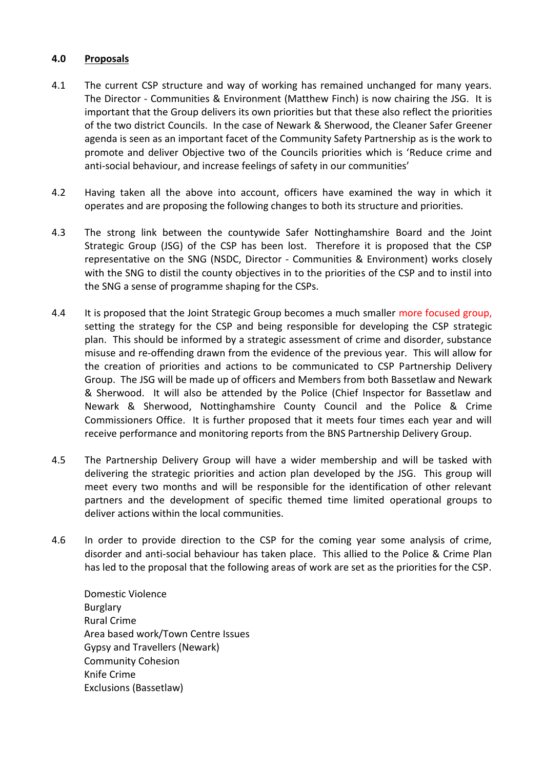## 4.0 Proposals

4.1 The current CSP structure and way of working has remained unchanged for many years. The Director - Communities & Environment (Matthew Finch) is now chairing the JSG. It is important that the Group delivers its own priorities but that these also reflect the priorities of the two district Councils. In the case of Newark & Sherwood, the Cleaner Safer Greener agenda is seen as an important facet of the Community Safety Partnership as is the work to promote and deliver Objective two of the Councils priorities which is 'Reduce crime and anti-social behaviour, and increase feelings of safety in our communities'

4.2 Having taken all the above into account, officers have examined the way in which it operates and are proposing the following changes to both its structure and priorities.

4.3 The strong link between the countywide Safer Nottinghamshire Board and the Joint Strategic Group (JSG) of the CSP has been lost. Therefore it is proposed that the CSP representative on the SNG (NSDC, Director - Communities & Environment) works closely with the SNG to distil the county objectives in to the priorities of the CSP and to instil into the SNG a sense of programme shaping for the CSPs.

4.4 It is proposed that the Joint Strategic Group becomes a much smaller more focused group, setting the strategy for the CSP and being responsible for developing the CSP strategic plan. This should be informed by a strategic assessment of crime and disorder, substance misuse and re-offending drawn from the evidence of the previous year. This will allow for the creation of priorities and actions to be communicated to CSP Partnership Delivery Group. The JSG will be made up of officers and Members from both Bassetlaw and Newark & Sherwood. It will also be attended by the Police (Chief Inspector for Bassetlaw and Newark & Sherwood, Nottinghamshire County Council and the Police & Crime Commissioners Office. It is further proposed that it meets four times each year and will receive performance and monitoring reports from the BNS Partnership Delivery Group.

4.5 The Partnership Delivery Group will have a wider membership and will be tasked with delivering the strategic priorities and action plan developed by the JSG. This group will meet every two months and will be responsible for the identification of other relevant partners and the development of specific themed time limited operational groups to deliver actions within the local communities.

4.6 In order to provide direction to the CSP for the coming year some analysis of crime, disorder and anti-social behaviour has taken place. This allied to the Police & Crime Plan has led to the proposal that the following areas of work are set as the priorities for the CSP.

Domestic Violence
Burglary
Rural Crime
Area based work/Town Centre Issues
Gypsy and Travellers (Newark)
Community Cohesion
Knife Crime
Exclusions (Bassetlaw)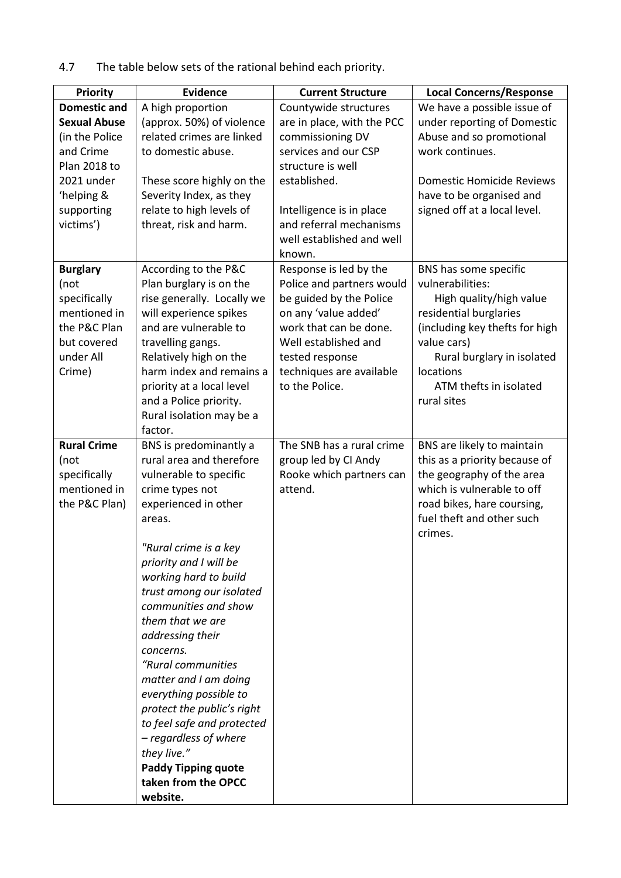4.7 The table below sets of the rational behind each priority.

| Priority | Evidence | Current Structure | Local Concerns/Response |
|---|---|---|---|
| **Domestic and Sexual Abuse** (in the Police and Crime Plan 2018 to 2021 under 'helping & supporting victims') | A high proportion (approx. 50%) of violence related crimes are linked to domestic abuse.<br><br>These score highly on the Severity Index, as they relate to high levels of threat, risk and harm. | Countywide structures are in place, with the PCC commissioning DV services and our CSP structure is well established.<br><br>Intelligence is in place and referral mechanisms well established and well known. | We have a possible issue of under reporting of Domestic Abuse and so promotional work continues.<br><br>Domestic Homicide Reviews have to be organised and signed off at a local level. |
| **Burglary** (not specifically mentioned in the P&C Plan but covered under All Crime) | According to the P&C Plan burglary is on the rise generally. Locally we will experience spikes and are vulnerable to travelling gangs. Relatively high on the harm index and remains a priority at a local level and a Police priority. Rural isolation may be a factor. | Response is led by the Police and partners would be guided by the Police on any 'value added' work that can be done. Well established and tested response techniques are available to the Police. | BNS has some specific vulnerabilities:<br>High quality/high value residential burglaries (including key thefts for high value cars)<br>Rural burglary in isolated locations<br>ATM thefts in isolated rural sites |
| **Rural Crime** (not specifically mentioned in the P&C Plan) | BNS is predominantly a rural area and therefore vulnerable to specific crime types not experienced in other areas.<br><br>*"Rural crime is a key priority and I will be working hard to build trust among our isolated communities and show them that we are addressing their concerns.*<br>*"Rural communities matter and I am doing everything possible to protect the public's right to feel safe and protected – regardless of where they live."*<br>**Paddy Tipping quote taken from the OPCC website.** | The SNB has a rural crime group led by CI Andy Rooke which partners can attend. | BNS are likely to maintain this as a priority because of the geography of the area which is vulnerable to off road bikes, hare coursing, fuel theft and other such crimes. |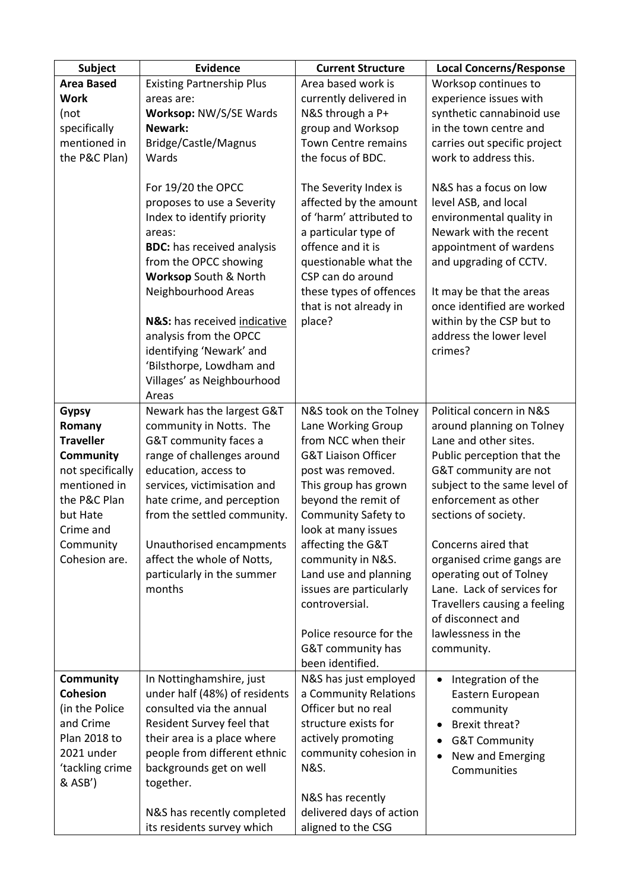| Subject | Evidence | Current Structure | Local Concerns/Response |
|---|---|---|---|
| **Area Based Work** (not specifically mentioned in the P&C Plan) | Existing Partnership Plus areas are:<br>**Worksop:** NW/S/SE Wards<br>**Newark:** Bridge/Castle/Magnus Wards<br><br>For 19/20 the OPCC proposes to use a Severity Index to identify priority areas:<br>**BDC:** has received analysis from the OPCC showing **Worksop** South & North Neighbourhood Areas<br><br>**N&S:** has received indicative analysis from the OPCC identifying 'Newark' and 'Bilsthorpe, Lowdham and Villages' as Neighbourhood Areas | Area based work is currently delivered in N&S through a P+ group and Worksop Town Centre remains the focus of BDC.<br><br>The Severity Index is affected by the amount of 'harm' attributed to a particular type of offence and it is questionable what the CSP can do around these types of offences that is not already in place? | Worksop continues to experience issues with synthetic cannabinoid use in the town centre and carries out specific project work to address this.<br><br>N&S has a focus on low level ASB, and local environmental quality in Newark with the recent appointment of wardens and upgrading of CCTV.<br><br>It may be that the areas once identified are worked within by the CSP but to address the lower level crimes? |
| **Gypsy Romany Traveller Community** not specifically mentioned in the P&C Plan but Hate Crime and Community Cohesion are. | Newark has the largest G&T community in Notts. The G&T community faces a range of challenges around education, access to services, victimisation and hate crime, and perception from the settled community.<br><br>Unauthorised encampments affect the whole of Notts, particularly in the summer months | N&S took on the Tolney Lane Working Group from NCC when their G&T Liaison Officer post was removed. This group has grown beyond the remit of Community Safety to look at many issues affecting the G&T community in N&S. Land use and planning issues are particularly controversial.<br><br>Police resource for the G&T community has been identified. | Political concern in N&S around planning on Tolney Lane and other sites. Public perception that the G&T community are not subject to the same level of enforcement as other sections of society.<br><br>Concerns aired that organised crime gangs are operating out of Tolney Lane. Lack of services for Travellers causing a feeling of disconnect and lawlessness in the community. |
| **Community Cohesion** (in the Police and Crime Plan 2018 to 2021 under 'tackling crime & ASB') | In Nottinghamshire, just under half (48%) of residents consulted via the annual Resident Survey feel that their area is a place where people from different ethnic backgrounds get on well together.<br><br>N&S has recently completed its residents survey which | N&S has just employed a Community Relations Officer but no real structure exists for actively promoting community cohesion in N&S.<br><br>N&S has recently delivered days of action aligned to the CSG | • Integration of the Eastern European community<br>• Brexit threat?<br>• G&T Community<br>• New and Emerging Communities |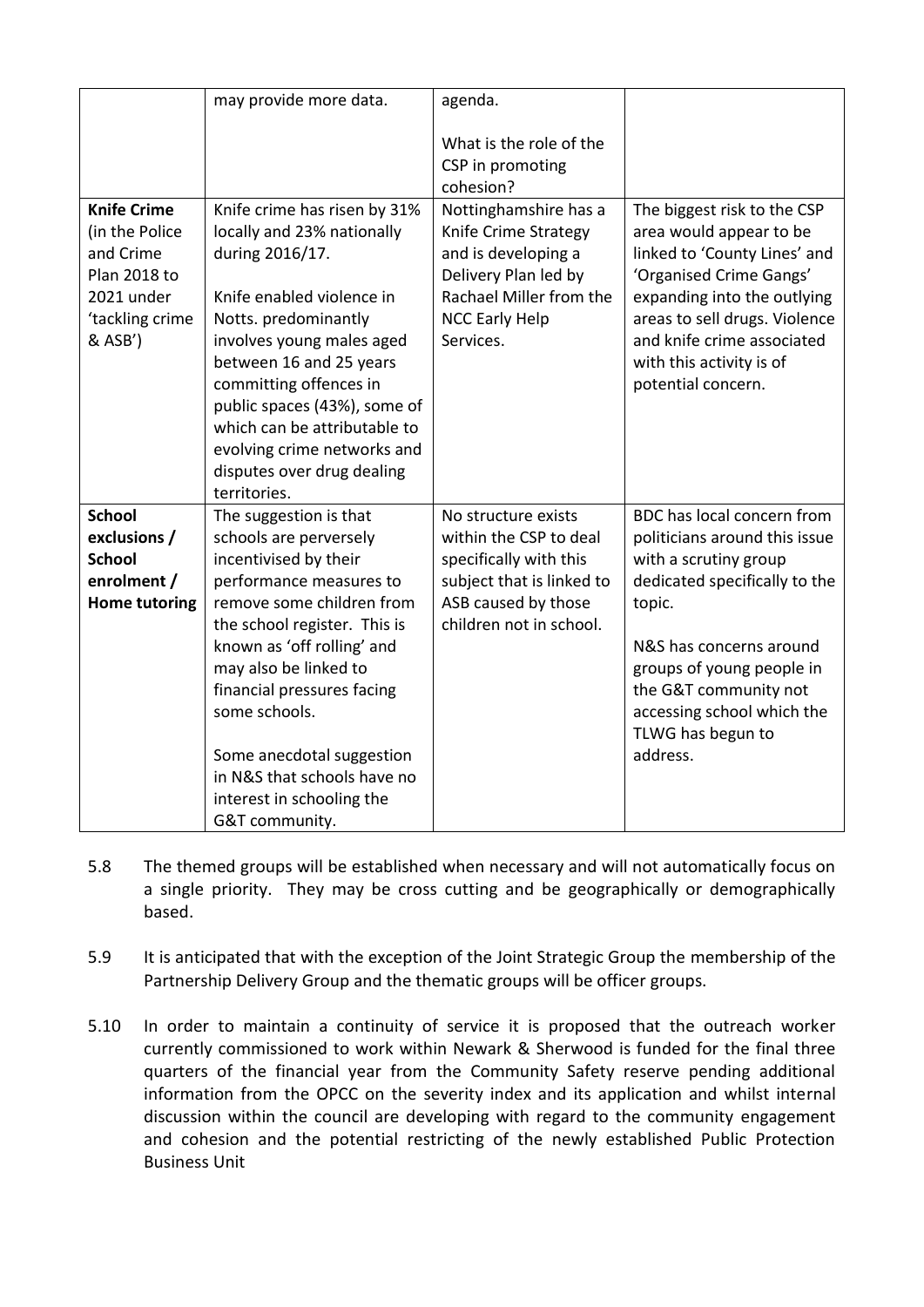| | | | |
|---|---|---|---|
| | may provide more data. | agenda.<br><br>What is the role of the CSP in promoting cohesion? | |
| **Knife Crime** (in the Police and Crime Plan 2018 to 2021 under 'tackling crime & ASB') | Knife crime has risen by 31% locally and 23% nationally during 2016/17.<br><br>Knife enabled violence in Notts. predominantly involves young males aged between 16 and 25 years committing offences in public spaces (43%), some of which can be attributable to evolving crime networks and disputes over drug dealing territories. | Nottinghamshire has a Knife Crime Strategy and is developing a Delivery Plan led by Rachael Miller from the NCC Early Help Services. | The biggest risk to the CSP area would appear to be linked to 'County Lines' and 'Organised Crime Gangs' expanding into the outlying areas to sell drugs. Violence and knife crime associated with this activity is of potential concern. |
| **School exclusions / School enrolment / Home tutoring** | The suggestion is that schools are perversely incentivised by their performance measures to remove some children from the school register. This is known as 'off rolling' and may also be linked to financial pressures facing some schools.<br><br>Some anecdotal suggestion in N&S that schools have no interest in schooling the G&T community. | No structure exists within the CSP to deal specifically with this subject that is linked to ASB caused by those children not in school. | BDC has local concern from politicians around this issue with a scrutiny group dedicated specifically to the topic.<br><br>N&S has concerns around groups of young people in the G&T community not accessing school which the TLWG has begun to address. |

5.8 The themed groups will be established when necessary and will not automatically focus on a single priority. They may be cross cutting and be geographically or demographically based.

5.9 It is anticipated that with the exception of the Joint Strategic Group the membership of the Partnership Delivery Group and the thematic groups will be officer groups.

5.10 In order to maintain a continuity of service it is proposed that the outreach worker currently commissioned to work within Newark & Sherwood is funded for the final three quarters of the financial year from the Community Safety reserve pending additional information from the OPCC on the severity index and its application and whilst internal discussion within the council are developing with regard to the community engagement and cohesion and the potential restricting of the newly established Public Protection Business Unit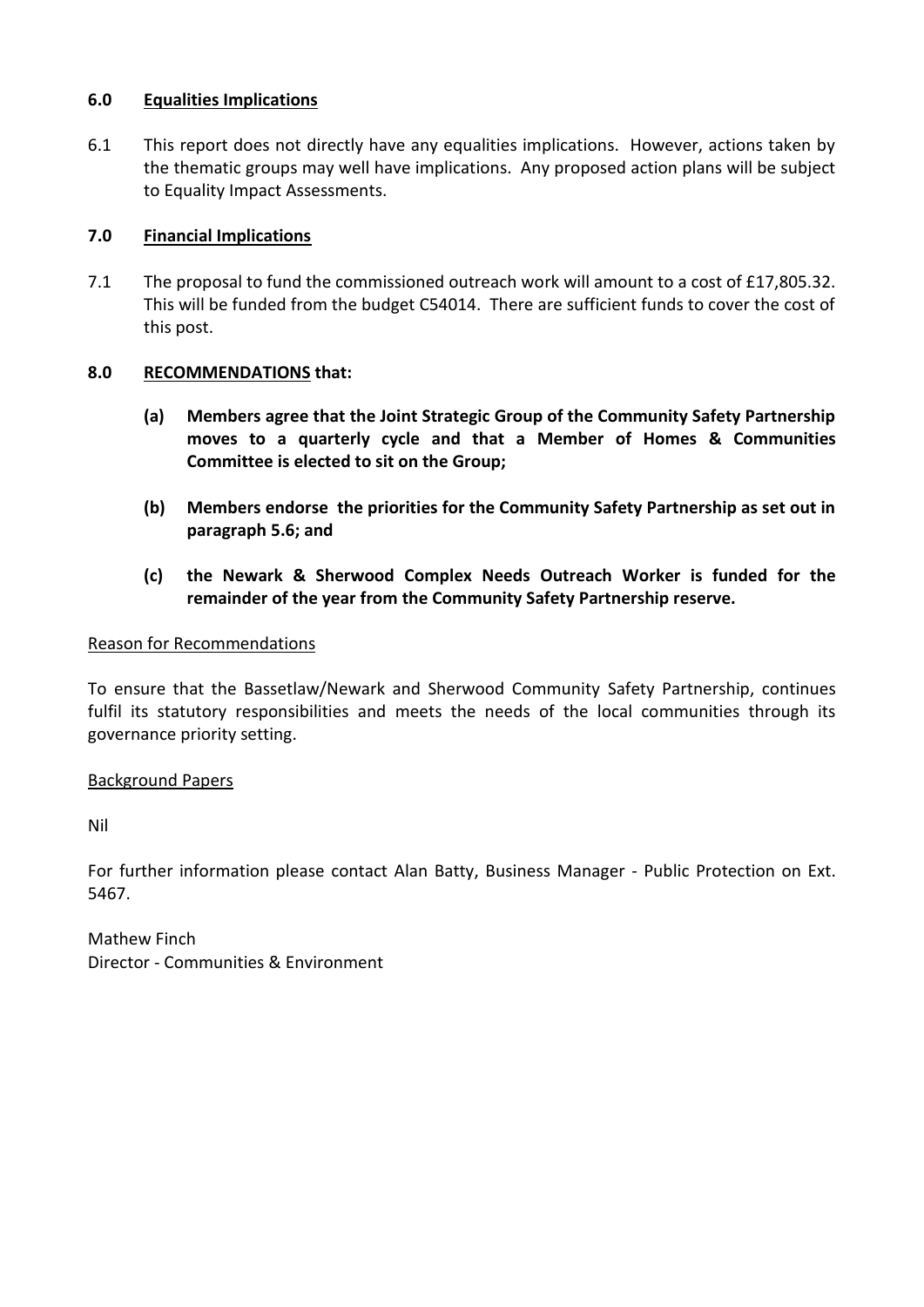## 6.0 Equalities Implications

6.1 This report does not directly have any equalities implications. However, actions taken by the thematic groups may well have implications. Any proposed action plans will be subject to Equality Impact Assessments.

## 7.0 Financial Implications

7.1 The proposal to fund the commissioned outreach work will amount to a cost of £17,805.32. This will be funded from the budget C54014. There are sufficient funds to cover the cost of this post.

## 8.0 RECOMMENDATIONS that:

**(a) Members agree that the Joint Strategic Group of the Community Safety Partnership moves to a quarterly cycle and that a Member of Homes & Communities Committee is elected to sit on the Group;**

**(b) Members endorse the priorities for the Community Safety Partnership as set out in paragraph 5.6; and**

**(c) the Newark & Sherwood Complex Needs Outreach Worker is funded for the remainder of the year from the Community Safety Partnership reserve.**

Reason for Recommendations

To ensure that the Bassetlaw/Newark and Sherwood Community Safety Partnership, continues fulfil its statutory responsibilities and meets the needs of the local communities through its governance priority setting.

Background Papers

Nil

For further information please contact Alan Batty, Business Manager - Public Protection on Ext. 5467.

Mathew Finch
Director - Communities & Environment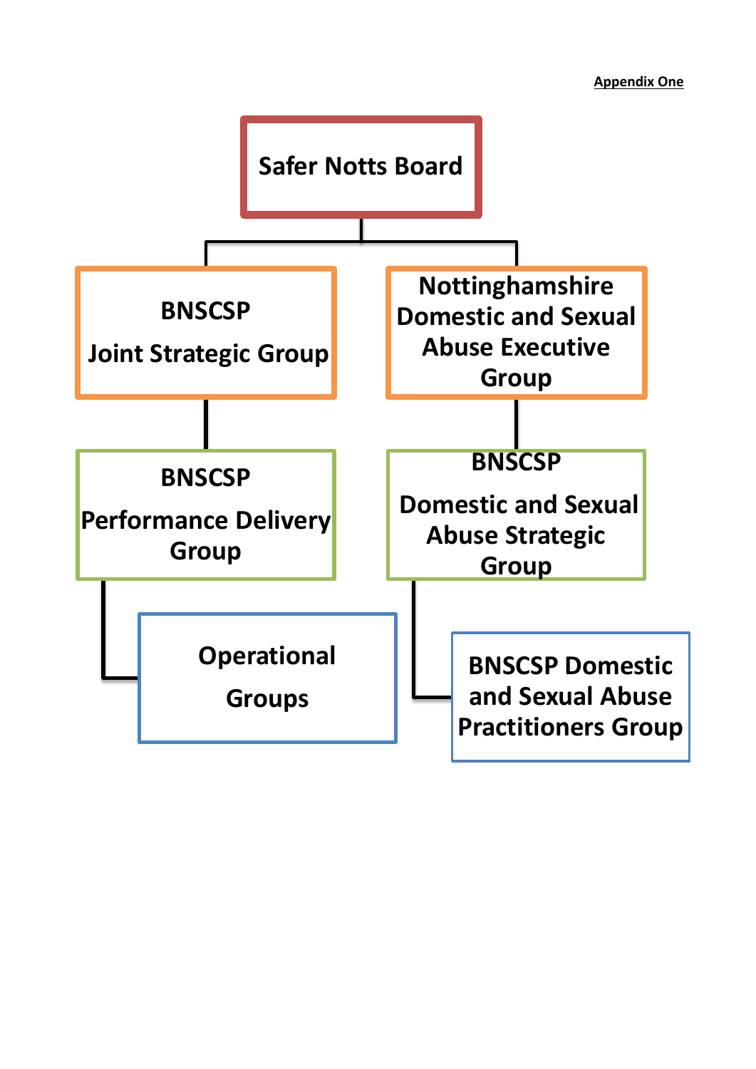**Appendix One**

Safer Notts Board

BNSCSP

Joint Strategic Group

Nottinghamshire Domestic and Sexual Abuse Executive Group

BNSCSP

Performance Delivery Group

BNSCSP

Domestic and Sexual Abuse Strategic Group

Operational

Groups

BNSCSP Domestic and Sexual Abuse Practitioners Group